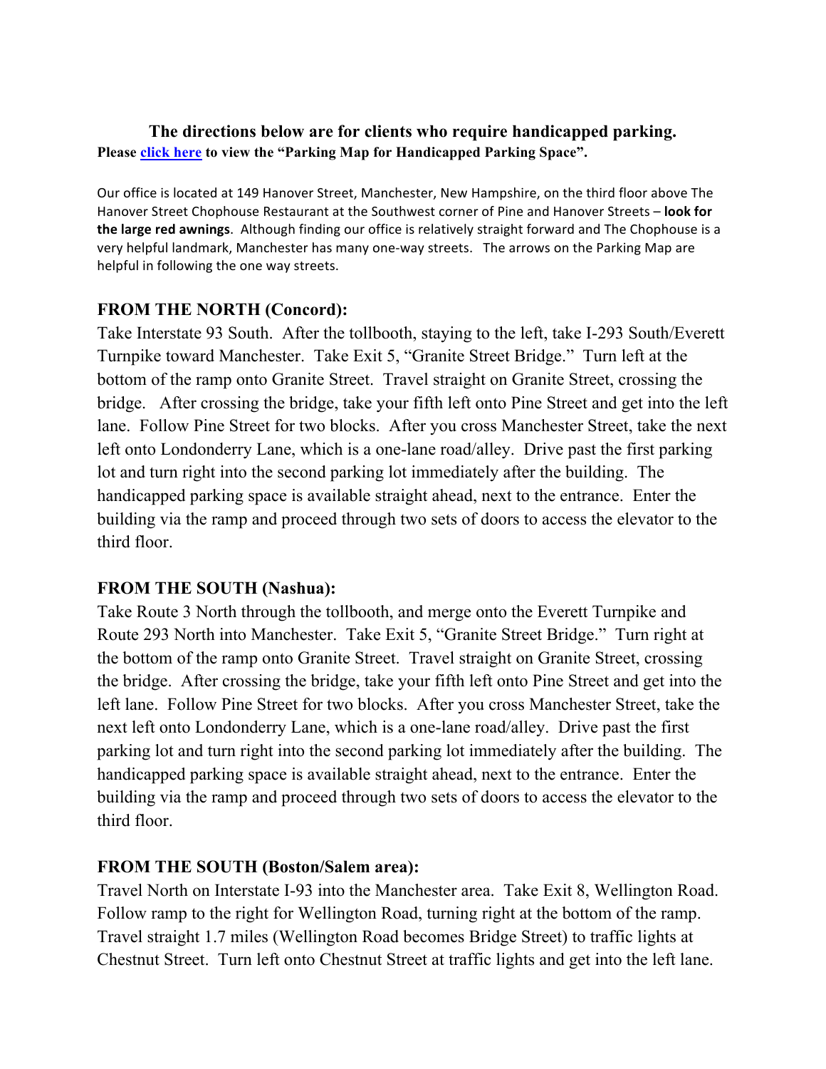**The directions below are for clients who require handicapped parking.**
**Please click here to view the "Parking Map for Handicapped Parking Space".**

Our office is located at 149 Hanover Street, Manchester, New Hampshire, on the third floor above The Hanover Street Chophouse Restaurant at the Southwest corner of Pine and Hanover Streets – **look for the large red awnings**. Although finding our office is relatively straight forward and The Chophouse is a very helpful landmark, Manchester has many one-way streets. The arrows on the Parking Map are helpful in following the one way streets.

## FROM THE NORTH (Concord):

Take Interstate 93 South. After the tollbooth, staying to the left, take I-293 South/Everett Turnpike toward Manchester. Take Exit 5, "Granite Street Bridge." Turn left at the bottom of the ramp onto Granite Street. Travel straight on Granite Street, crossing the bridge. After crossing the bridge, take your fifth left onto Pine Street and get into the left lane. Follow Pine Street for two blocks. After you cross Manchester Street, take the next left onto Londonderry Lane, which is a one-lane road/alley. Drive past the first parking lot and turn right into the second parking lot immediately after the building. The handicapped parking space is available straight ahead, next to the entrance. Enter the building via the ramp and proceed through two sets of doors to access the elevator to the third floor.

## FROM THE SOUTH (Nashua):

Take Route 3 North through the tollbooth, and merge onto the Everett Turnpike and Route 293 North into Manchester. Take Exit 5, "Granite Street Bridge." Turn right at the bottom of the ramp onto Granite Street. Travel straight on Granite Street, crossing the bridge. After crossing the bridge, take your fifth left onto Pine Street and get into the left lane. Follow Pine Street for two blocks. After you cross Manchester Street, take the next left onto Londonderry Lane, which is a one-lane road/alley. Drive past the first parking lot and turn right into the second parking lot immediately after the building. The handicapped parking space is available straight ahead, next to the entrance. Enter the building via the ramp and proceed through two sets of doors to access the elevator to the third floor.

## FROM THE SOUTH (Boston/Salem area):

Travel North on Interstate I-93 into the Manchester area. Take Exit 8, Wellington Road. Follow ramp to the right for Wellington Road, turning right at the bottom of the ramp. Travel straight 1.7 miles (Wellington Road becomes Bridge Street) to traffic lights at Chestnut Street. Turn left onto Chestnut Street at traffic lights and get into the left lane.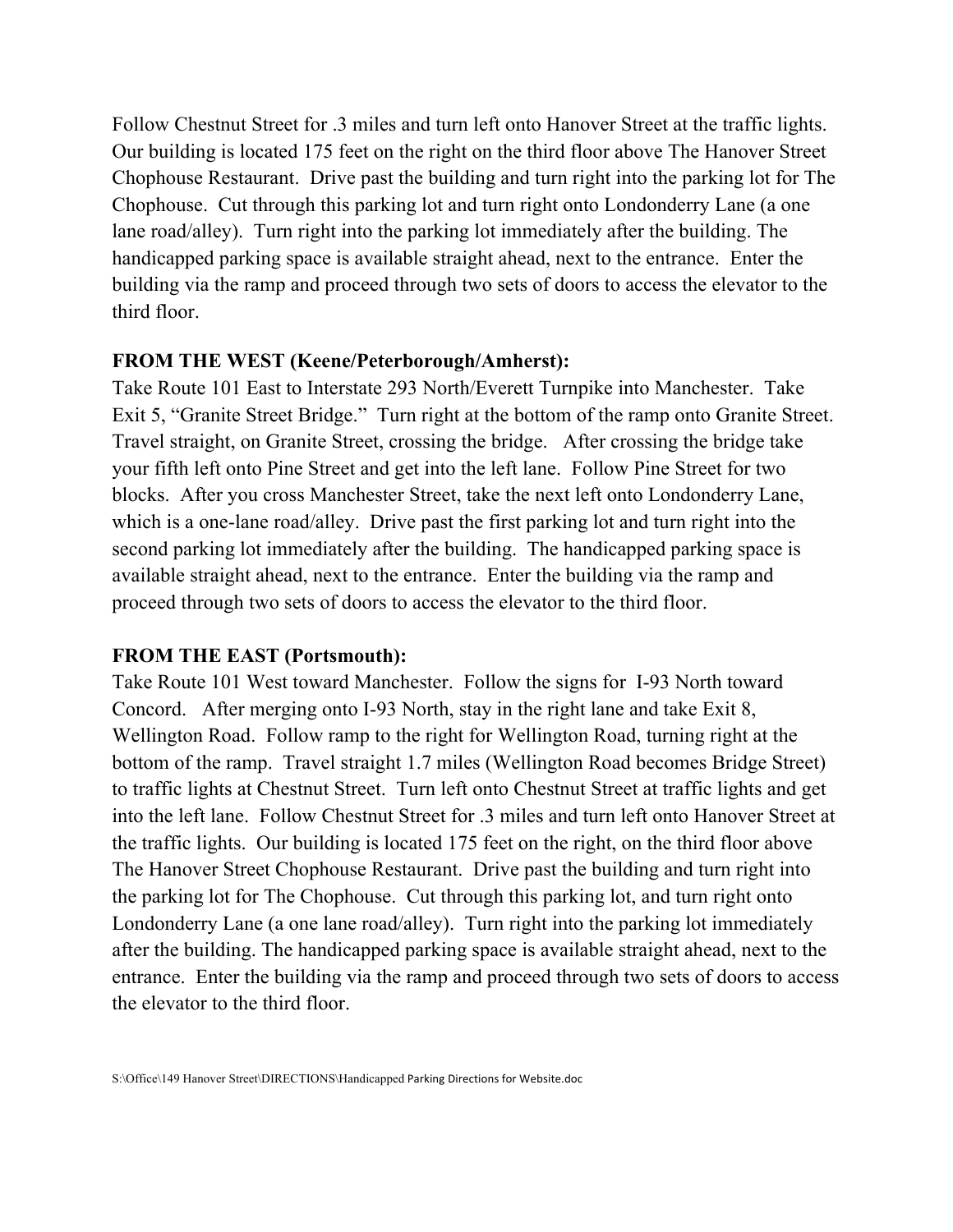Follow Chestnut Street for .3 miles and turn left onto Hanover Street at the traffic lights. Our building is located 175 feet on the right on the third floor above The Hanover Street Chophouse Restaurant. Drive past the building and turn right into the parking lot for The Chophouse. Cut through this parking lot and turn right onto Londonderry Lane (a one lane road/alley). Turn right into the parking lot immediately after the building. The handicapped parking space is available straight ahead, next to the entrance. Enter the building via the ramp and proceed through two sets of doors to access the elevator to the third floor.

**FROM THE WEST (Keene/Peterborough/Amherst):**
Take Route 101 East to Interstate 293 North/Everett Turnpike into Manchester. Take Exit 5, "Granite Street Bridge." Turn right at the bottom of the ramp onto Granite Street. Travel straight, on Granite Street, crossing the bridge. After crossing the bridge take your fifth left onto Pine Street and get into the left lane. Follow Pine Street for two blocks. After you cross Manchester Street, take the next left onto Londonderry Lane, which is a one-lane road/alley. Drive past the first parking lot and turn right into the second parking lot immediately after the building. The handicapped parking space is available straight ahead, next to the entrance. Enter the building via the ramp and proceed through two sets of doors to access the elevator to the third floor.

**FROM THE EAST (Portsmouth):**
Take Route 101 West toward Manchester. Follow the signs for I-93 North toward Concord. After merging onto I-93 North, stay in the right lane and take Exit 8, Wellington Road. Follow ramp to the right for Wellington Road, turning right at the bottom of the ramp. Travel straight 1.7 miles (Wellington Road becomes Bridge Street) to traffic lights at Chestnut Street. Turn left onto Chestnut Street at traffic lights and get into the left lane. Follow Chestnut Street for .3 miles and turn left onto Hanover Street at the traffic lights. Our building is located 175 feet on the right, on the third floor above The Hanover Street Chophouse Restaurant. Drive past the building and turn right into the parking lot for The Chophouse. Cut through this parking lot, and turn right onto Londonderry Lane (a one lane road/alley). Turn right into the parking lot immediately after the building. The handicapped parking space is available straight ahead, next to the entrance. Enter the building via the ramp and proceed through two sets of doors to access the elevator to the third floor.

S:\Office\149 Hanover Street\DIRECTIONS\Handicapped Parking Directions for Website.doc